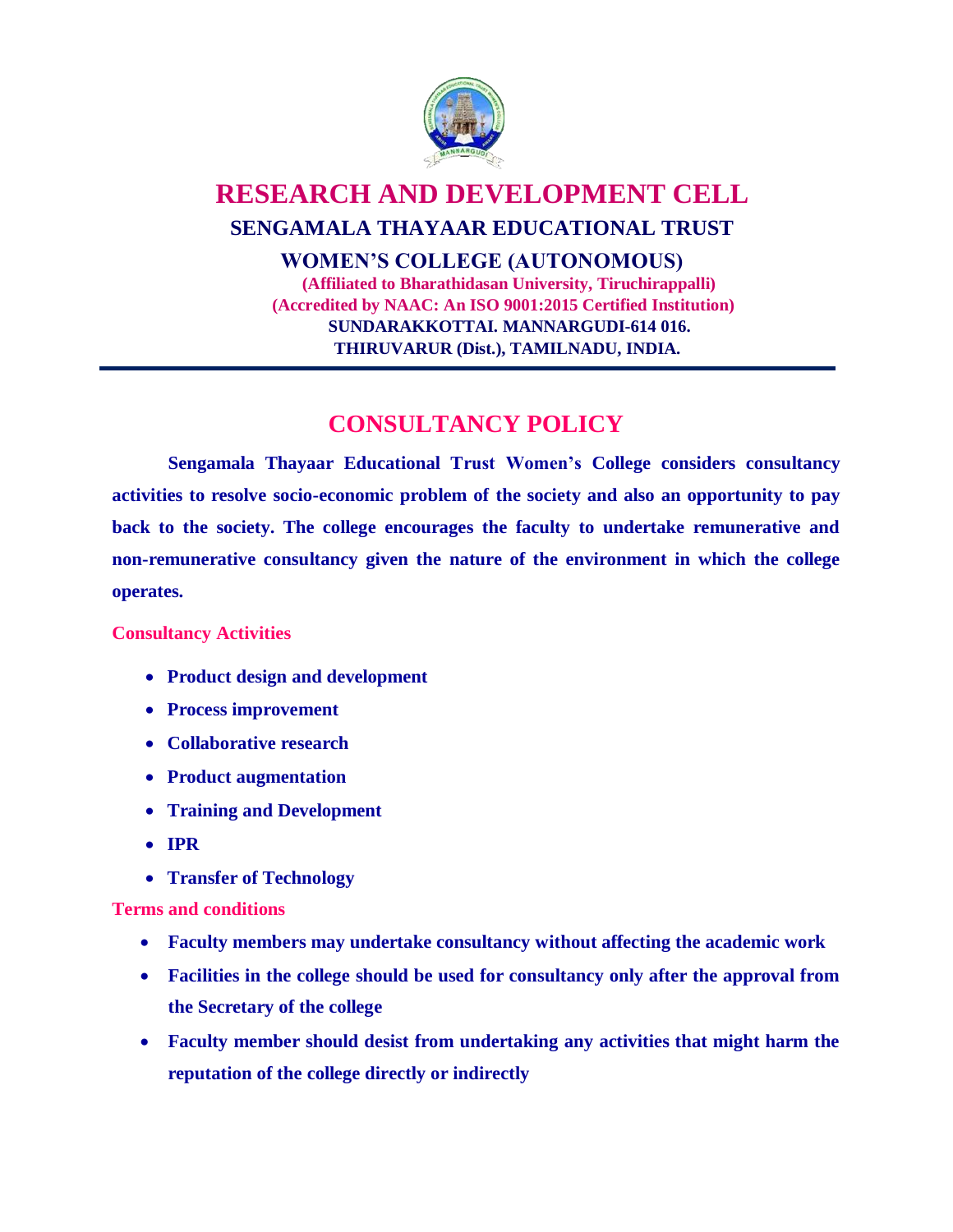# RESEARCH AND DEVELOPMENT CELL

## SENGAMALA THAYAAR EDUCATIONAL TRUST

## WOMEN'S COLLEGE (AUTONOMOUS)

**(Affiliated to Bharathidasan University, Tiruchirappalli)**
**(Accredited by NAAC: An ISO 9001:2015 Certified Institution)**
**SUNDARAKKOTTAI. MANNARGUDI-614 016.**
**THIRUVARUR (Dist.), TAMILNADU, INDIA.**

---

## CONSULTANCY POLICY

**Sengamala Thayaar Educational Trust Women's College considers consultancy activities to resolve socio-economic problem of the society and also an opportunity to pay back to the society. The college encourages the faculty to undertake remunerative and non-remunerative consultancy given the nature of the environment in which the college operates.**

### Consultancy Activities

- **Product design and development**
- **Process improvement**
- **Collaborative research**
- **Product augmentation**
- **Training and Development**
- **IPR**
- **Transfer of Technology**

### Terms and conditions

- **Faculty members may undertake consultancy without affecting the academic work**
- **Facilities in the college should be used for consultancy only after the approval from the Secretary of the college**
- **Faculty member should desist from undertaking any activities that might harm the reputation of the college directly or indirectly**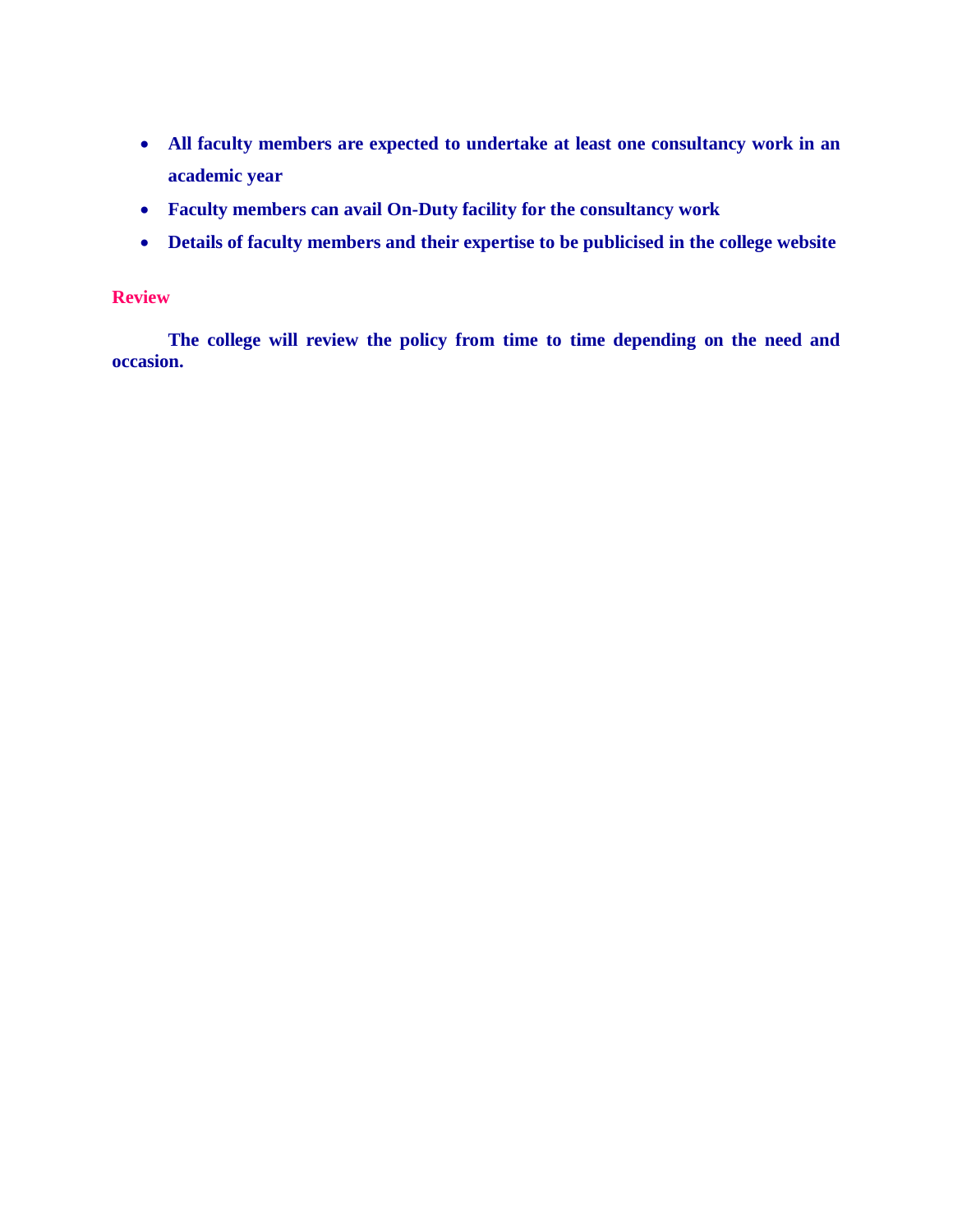- **All faculty members are expected to undertake at least one consultancy work in an academic year**
- **Faculty members can avail On-Duty facility for the consultancy work**
- **Details of faculty members and their expertise to be publicised in the college website**

## Review

**The college will review the policy from time to time depending on the need and occasion.**